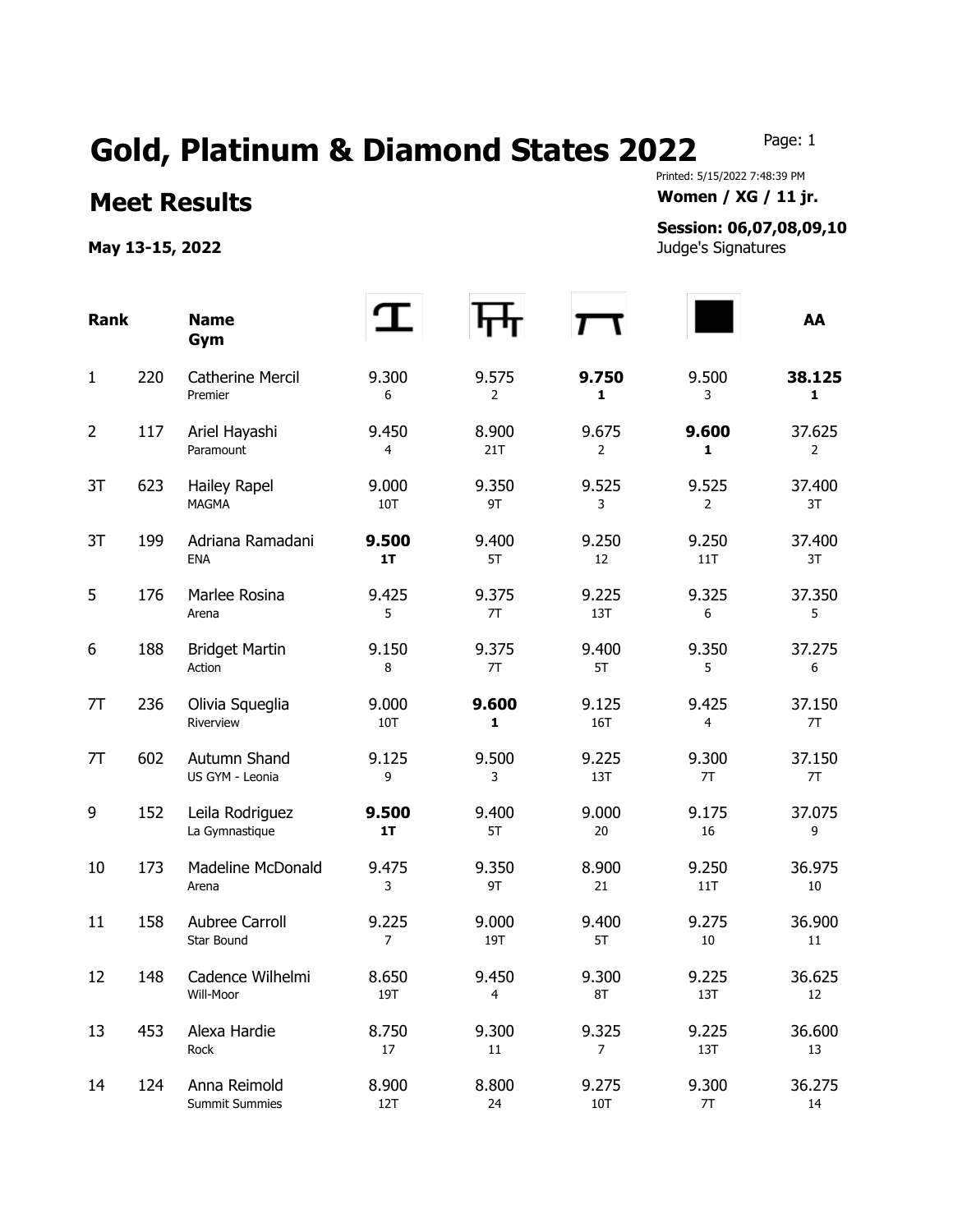# Gold, Platinum & Diamond States 2022

## Meet Results

**May 13-15, 2022**

Printed: 5/15/2022 7:48:39 PM

**Women / XG / 11 jr.**

**Session: 06,07,08,09,10**

Judge's Signatures

| Rank | | Name / Gym | Vault | Bars | Beam | Floor | AA |
|---|---|---|---|---|---|---|---|
| 1 | 220 | Catherine Mercil<br>Premier | 9.300<br>6 | 9.575<br>2 | **9.750**<br>**1** | 9.500<br>3 | **38.125**<br>**1** |
| 2 | 117 | Ariel Hayashi<br>Paramount | 9.450<br>4 | 8.900<br>21T | 9.675<br>2 | **9.600**<br>**1** | 37.625<br>2 |
| 3T | 623 | Hailey Rapel<br>MAGMA | 9.000<br>10T | 9.350<br>9T | 9.525<br>3 | 9.525<br>2 | 37.400<br>3T |
| 3T | 199 | Adriana Ramadani<br>ENA | **9.500**<br>**1T** | 9.400<br>5T | 9.250<br>12 | 9.250<br>11T | 37.400<br>3T |
| 5 | 176 | Marlee Rosina<br>Arena | 9.425<br>5 | 9.375<br>7T | 9.225<br>13T | 9.325<br>6 | 37.350<br>5 |
| 6 | 188 | Bridget Martin<br>Action | 9.150<br>8 | 9.375<br>7T | 9.400<br>5T | 9.350<br>5 | 37.275<br>6 |
| 7T | 236 | Olivia Squeglia<br>Riverview | 9.000<br>10T | **9.600**<br>**1** | 9.125<br>16T | 9.425<br>4 | 37.150<br>7T |
| 7T | 602 | Autumn Shand<br>US GYM - Leonia | 9.125<br>9 | 9.500<br>3 | 9.225<br>13T | 9.300<br>7T | 37.150<br>7T |
| 9 | 152 | Leila Rodriguez<br>La Gymnastique | **9.500**<br>**1T** | 9.400<br>5T | 9.000<br>20 | 9.175<br>16 | 37.075<br>9 |
| 10 | 173 | Madeline McDonald<br>Arena | 9.475<br>3 | 9.350<br>9T | 8.900<br>21 | 9.250<br>11T | 36.975<br>10 |
| 11 | 158 | Aubree Carroll<br>Star Bound | 9.225<br>7 | 9.000<br>19T | 9.400<br>5T | 9.275<br>10 | 36.900<br>11 |
| 12 | 148 | Cadence Wilhelmi<br>Will-Moor | 8.650<br>19T | 9.450<br>4 | 9.300<br>8T | 9.225<br>13T | 36.625<br>12 |
| 13 | 453 | Alexa Hardie<br>Rock | 8.750<br>17 | 9.300<br>11 | 9.325<br>7 | 9.225<br>13T | 36.600<br>13 |
| 14 | 124 | Anna Reimold<br>Summit Summies | 8.900<br>12T | 8.800<br>24 | 9.275<br>10T | 9.300<br>7T | 36.275<br>14 |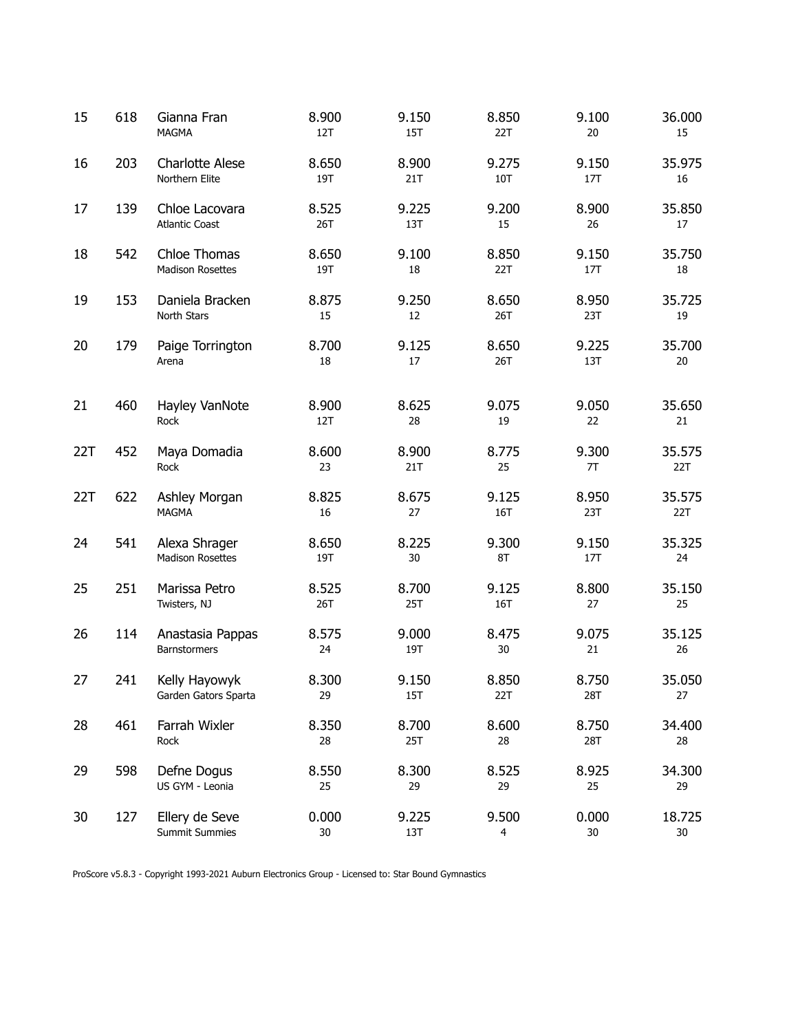| | | | | | | | |
|---|---|---|---|---|---|---|---|
| 15 | 618 | Gianna Fran<br>MAGMA | 8.900<br>12T | 9.150<br>15T | 8.850<br>22T | 9.100<br>20 | 36.000<br>15 |
| 16 | 203 | Charlotte Alese<br>Northern Elite | 8.650<br>19T | 8.900<br>21T | 9.275<br>10T | 9.150<br>17T | 35.975<br>16 |
| 17 | 139 | Chloe Lacovara<br>Atlantic Coast | 8.525<br>26T | 9.225<br>13T | 9.200<br>15 | 8.900<br>26 | 35.850<br>17 |
| 18 | 542 | Chloe Thomas<br>Madison Rosettes | 8.650<br>19T | 9.100<br>18 | 8.850<br>22T | 9.150<br>17T | 35.750<br>18 |
| 19 | 153 | Daniela Bracken<br>North Stars | 8.875<br>15 | 9.250<br>12 | 8.650<br>26T | 8.950<br>23T | 35.725<br>19 |
| 20 | 179 | Paige Torrington<br>Arena | 8.700<br>18 | 9.125<br>17 | 8.650<br>26T | 9.225<br>13T | 35.700<br>20 |
| 21 | 460 | Hayley VanNote<br>Rock | 8.900<br>12T | 8.625<br>28 | 9.075<br>19 | 9.050<br>22 | 35.650<br>21 |
| 22T | 452 | Maya Domadia<br>Rock | 8.600<br>23 | 8.900<br>21T | 8.775<br>25 | 9.300<br>7T | 35.575<br>22T |
| 22T | 622 | Ashley Morgan<br>MAGMA | 8.825<br>16 | 8.675<br>27 | 9.125<br>16T | 8.950<br>23T | 35.575<br>22T |
| 24 | 541 | Alexa Shrager<br>Madison Rosettes | 8.650<br>19T | 8.225<br>30 | 9.300<br>8T | 9.150<br>17T | 35.325<br>24 |
| 25 | 251 | Marissa Petro<br>Twisters, NJ | 8.525<br>26T | 8.700<br>25T | 9.125<br>16T | 8.800<br>27 | 35.150<br>25 |
| 26 | 114 | Anastasia Pappas<br>Barnstormers | 8.575<br>24 | 9.000<br>19T | 8.475<br>30 | 9.075<br>21 | 35.125<br>26 |
| 27 | 241 | Kelly Hayowyk<br>Garden Gators Sparta | 8.300<br>29 | 9.150<br>15T | 8.850<br>22T | 8.750<br>28T | 35.050<br>27 |
| 28 | 461 | Farrah Wixler<br>Rock | 8.350<br>28 | 8.700<br>25T | 8.600<br>28 | 8.750<br>28T | 34.400<br>28 |
| 29 | 598 | Defne Dogus<br>US GYM - Leonia | 8.550<br>25 | 8.300<br>29 | 8.525<br>29 | 8.925<br>25 | 34.300<br>29 |
| 30 | 127 | Ellery de Seve<br>Summit Summies | 0.000<br>30 | 9.225<br>13T | 9.500<br>4 | 0.000<br>30 | 18.725<br>30 |

ProScore v5.8.3 - Copyright 1993-2021 Auburn Electronics Group - Licensed to: Star Bound Gymnastics